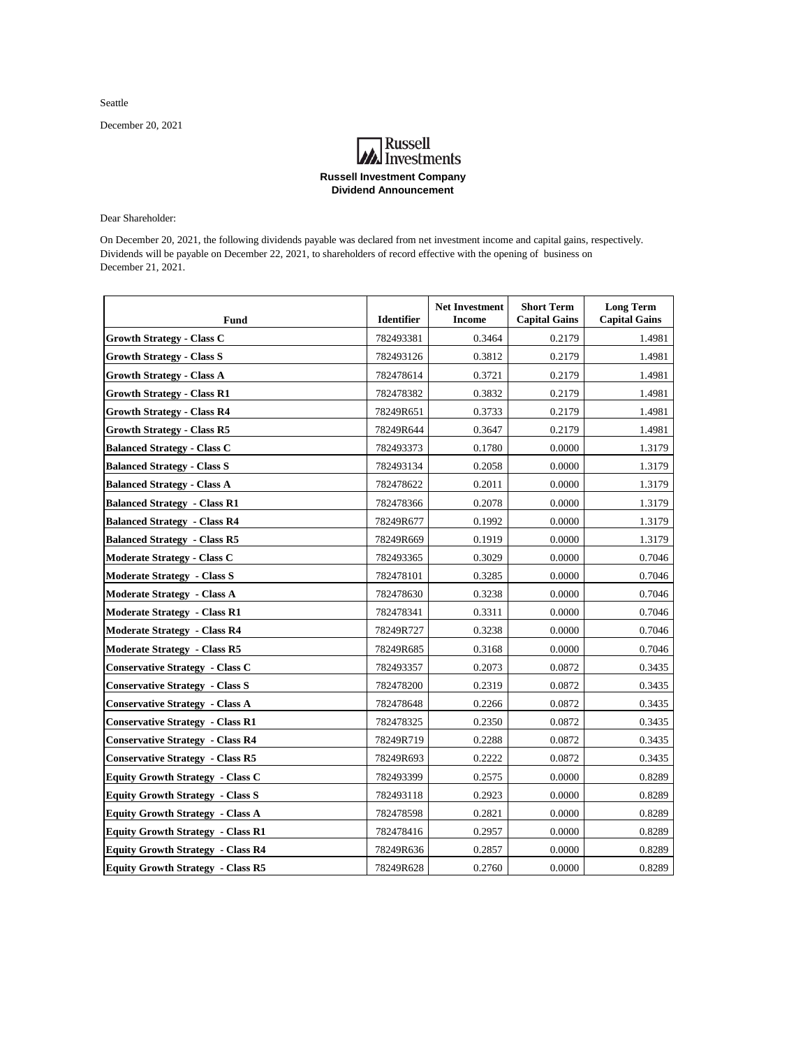Seattle

December 20, 2021

**Russell Investments**

**Russell Investment Company**
**Dividend Announcement**

Dear Shareholder:

On December 20, 2021, the following dividends payable was declared from net investment income and capital gains, respectively. Dividends will be payable on December 22, 2021, to shareholders of record effective with the opening of business on December 21, 2021.

| Fund | Identifier | Net Investment Income | Short Term Capital Gains | Long Term Capital Gains |
|---|---|---|---|---|
| **Growth Strategy - Class C** | 782493381 | 0.3464 | 0.2179 | 1.4981 |
| **Growth Strategy - Class S** | 782493126 | 0.3812 | 0.2179 | 1.4981 |
| **Growth Strategy - Class A** | 782478614 | 0.3721 | 0.2179 | 1.4981 |
| **Growth Strategy - Class R1** | 782478382 | 0.3832 | 0.2179 | 1.4981 |
| **Growth Strategy - Class R4** | 78249R651 | 0.3733 | 0.2179 | 1.4981 |
| **Growth Strategy - Class R5** | 78249R644 | 0.3647 | 0.2179 | 1.4981 |
| **Balanced Strategy - Class C** | 782493373 | 0.1780 | 0.0000 | 1.3179 |
| **Balanced Strategy - Class S** | 782493134 | 0.2058 | 0.0000 | 1.3179 |
| **Balanced Strategy - Class A** | 782478622 | 0.2011 | 0.0000 | 1.3179 |
| **Balanced Strategy - Class R1** | 782478366 | 0.2078 | 0.0000 | 1.3179 |
| **Balanced Strategy - Class R4** | 78249R677 | 0.1992 | 0.0000 | 1.3179 |
| **Balanced Strategy - Class R5** | 78249R669 | 0.1919 | 0.0000 | 1.3179 |
| **Moderate Strategy - Class C** | 782493365 | 0.3029 | 0.0000 | 0.7046 |
| **Moderate Strategy - Class S** | 782478101 | 0.3285 | 0.0000 | 0.7046 |
| **Moderate Strategy - Class A** | 782478630 | 0.3238 | 0.0000 | 0.7046 |
| **Moderate Strategy - Class R1** | 782478341 | 0.3311 | 0.0000 | 0.7046 |
| **Moderate Strategy - Class R4** | 78249R727 | 0.3238 | 0.0000 | 0.7046 |
| **Moderate Strategy - Class R5** | 78249R685 | 0.3168 | 0.0000 | 0.7046 |
| **Conservative Strategy - Class C** | 782493357 | 0.2073 | 0.0872 | 0.3435 |
| **Conservative Strategy - Class S** | 782478200 | 0.2319 | 0.0872 | 0.3435 |
| **Conservative Strategy - Class A** | 782478648 | 0.2266 | 0.0872 | 0.3435 |
| **Conservative Strategy - Class R1** | 782478325 | 0.2350 | 0.0872 | 0.3435 |
| **Conservative Strategy - Class R4** | 78249R719 | 0.2288 | 0.0872 | 0.3435 |
| **Conservative Strategy - Class R5** | 78249R693 | 0.2222 | 0.0872 | 0.3435 |
| **Equity Growth Strategy - Class C** | 782493399 | 0.2575 | 0.0000 | 0.8289 |
| **Equity Growth Strategy - Class S** | 782493118 | 0.2923 | 0.0000 | 0.8289 |
| **Equity Growth Strategy - Class A** | 782478598 | 0.2821 | 0.0000 | 0.8289 |
| **Equity Growth Strategy - Class R1** | 782478416 | 0.2957 | 0.0000 | 0.8289 |
| **Equity Growth Strategy - Class R4** | 78249R636 | 0.2857 | 0.0000 | 0.8289 |
| **Equity Growth Strategy - Class R5** | 78249R628 | 0.2760 | 0.0000 | 0.8289 |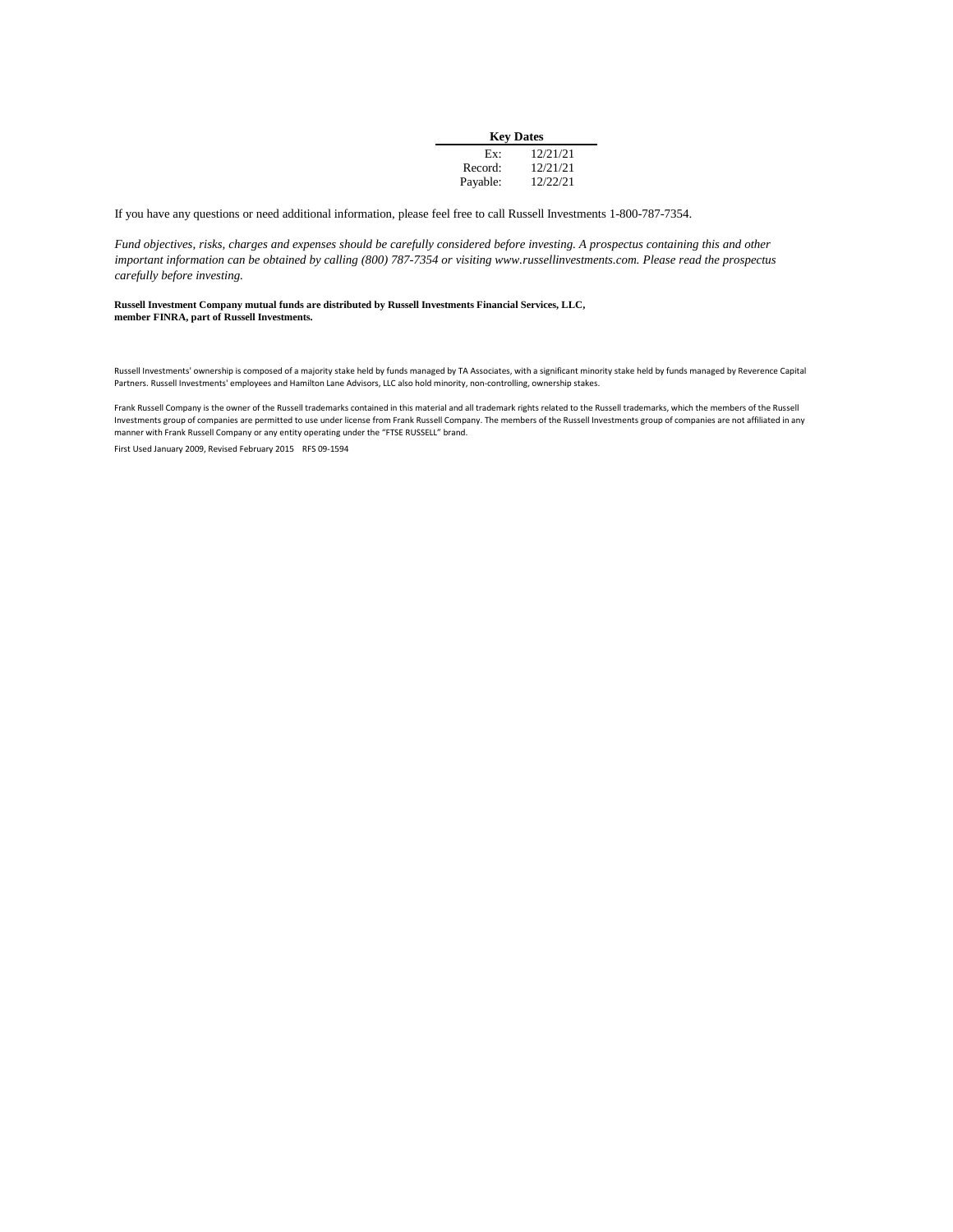| Key Dates | |
|---|---|
| Ex: | 12/21/21 |
| Record: | 12/21/21 |
| Payable: | 12/22/21 |

If you have any questions or need additional information, please feel free to call Russell Investments 1-800-787-7354.

*Fund objectives, risks, charges and expenses should be carefully considered before investing. A prospectus containing this and other important information can be obtained by calling (800) 787-7354 or visiting www.russellinvestments.com. Please read the prospectus carefully before investing.*

**Russell Investment Company mutual funds are distributed by Russell Investments Financial Services, LLC, member FINRA, part of Russell Investments.**

Russell Investments' ownership is composed of a majority stake held by funds managed by TA Associates, with a significant minority stake held by funds managed by Reverence Capital Partners. Russell Investments' employees and Hamilton Lane Advisors, LLC also hold minority, non-controlling, ownership stakes.

Frank Russell Company is the owner of the Russell trademarks contained in this material and all trademark rights related to the Russell trademarks, which the members of the Russell Investments group of companies are permitted to use under license from Frank Russell Company. The members of the Russell Investments group of companies are not affiliated in any manner with Frank Russell Company or any entity operating under the "FTSE RUSSELL" brand.

First Used January 2009, Revised February 2015 RFS 09-1594